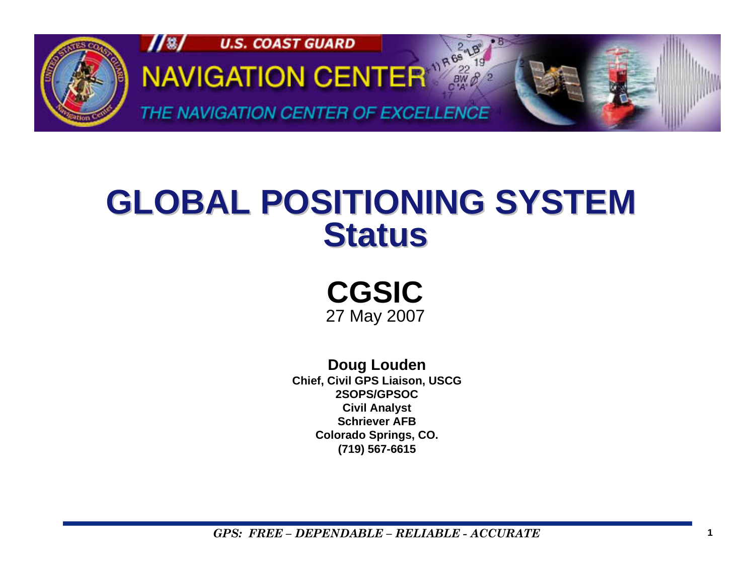U.S. COAST GUARD

NAVIGATION CENTER

*THE NAVIGATION CENTER OF EXCELLENCE*

# GLOBAL POSITIONING SYSTEM Status

## CGSIC

27 May 2007

**Doug Louden**

**Chief, Civil GPS Liaison, USCG**
**2SOPS/GPSOC**
**Civil Analyst**
**Schriever AFB**
**Colorado Springs, CO.**
**(719) 567-6615**

***GPS: FREE – DEPENDABLE – RELIABLE - ACCURATE***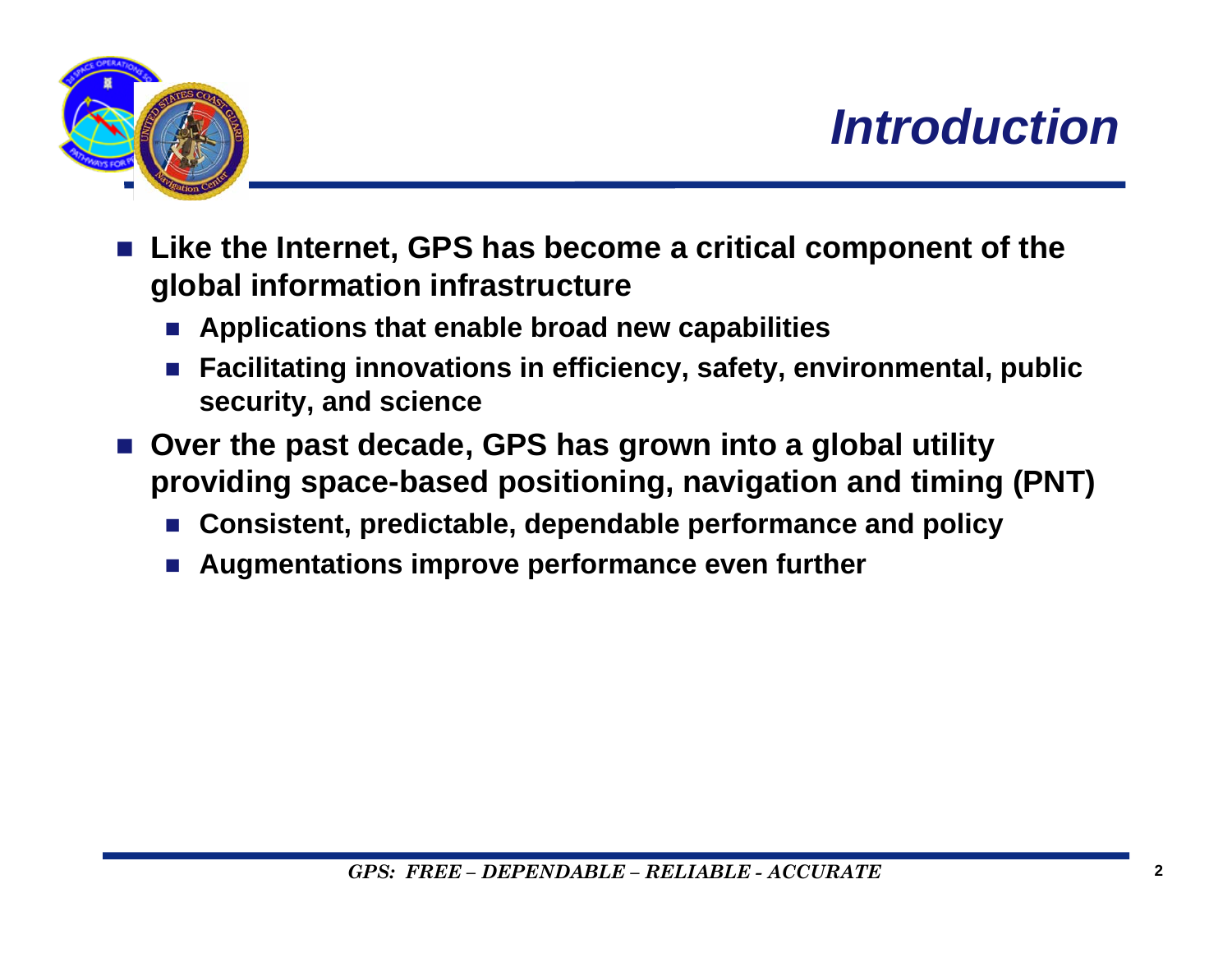# Introduction

- **Like the Internet, GPS has become a critical component of the global information infrastructure**
  - **Applications that enable broad new capabilities**
  - **Facilitating innovations in efficiency, safety, environmental, public security, and science**
- **Over the past decade, GPS has grown into a global utility providing space-based positioning, navigation and timing (PNT)**
  - **Consistent, predictable, dependable performance and policy**
  - **Augmentations improve performance even further**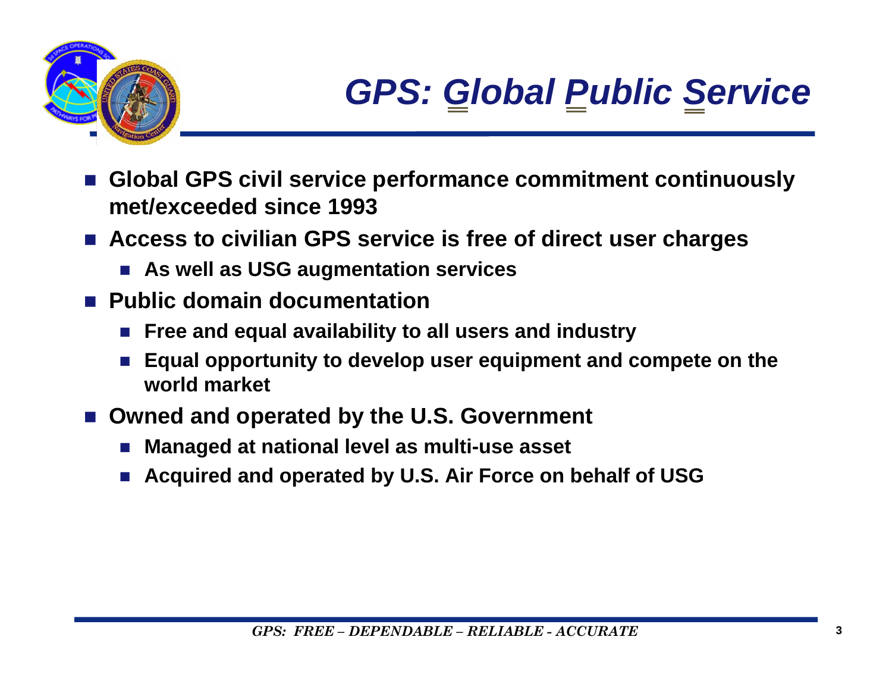# *GPS: Global Public Service*

- **Global GPS civil service performance commitment continuously met/exceeded since 1993**
- **Access to civilian GPS service is free of direct user charges**
  - **As well as USG augmentation services**
- **Public domain documentation**
  - **Free and equal availability to all users and industry**
  - **Equal opportunity to develop user equipment and compete on the world market**
- **Owned and operated by the U.S. Government**
  - **Managed at national level as multi-use asset**
  - **Acquired and operated by U.S. Air Force on behalf of USG**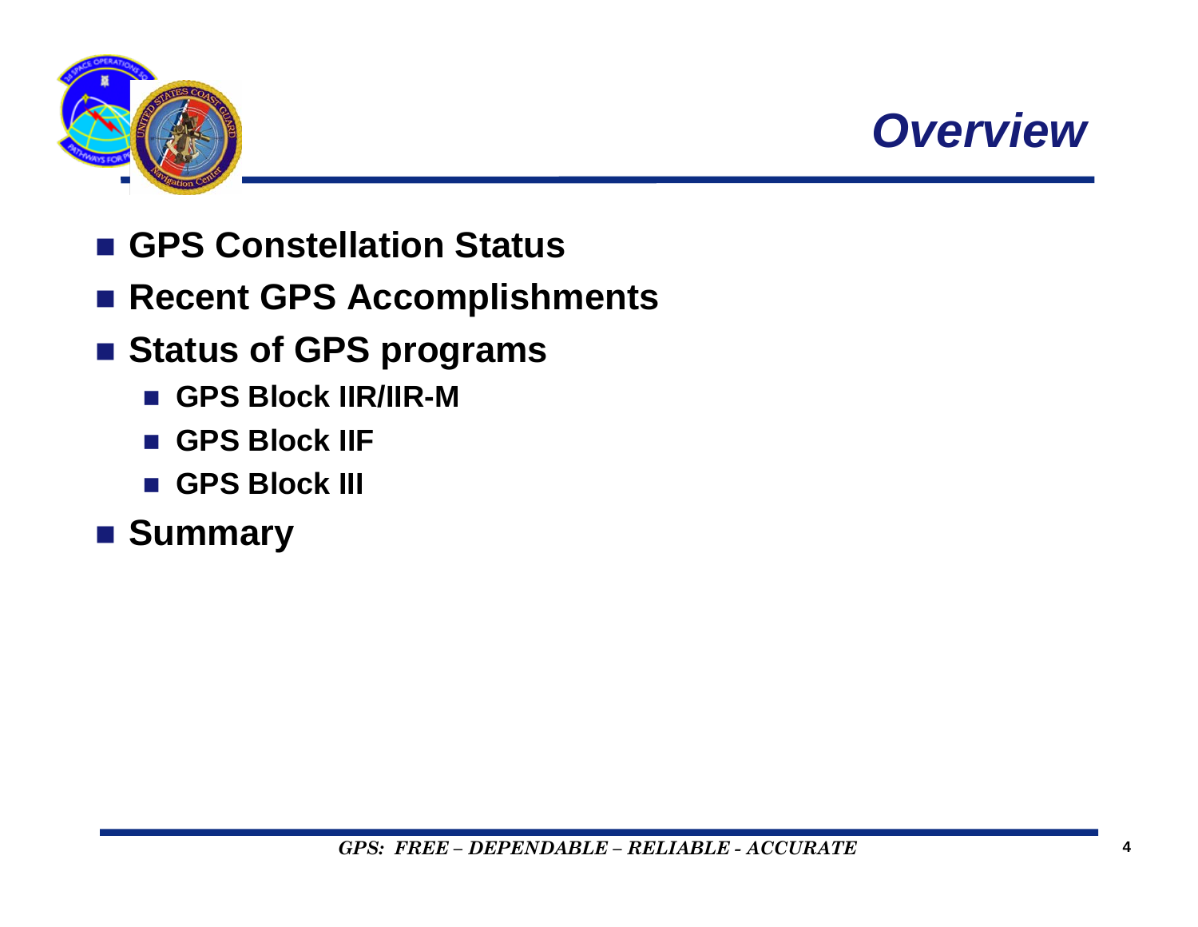# *Overview*

- **GPS Constellation Status**
- **Recent GPS Accomplishments**
- **Status of GPS programs**
  - **GPS Block IIR/IIR-M**
  - **GPS Block IIF**
  - **GPS Block III**
- **Summary**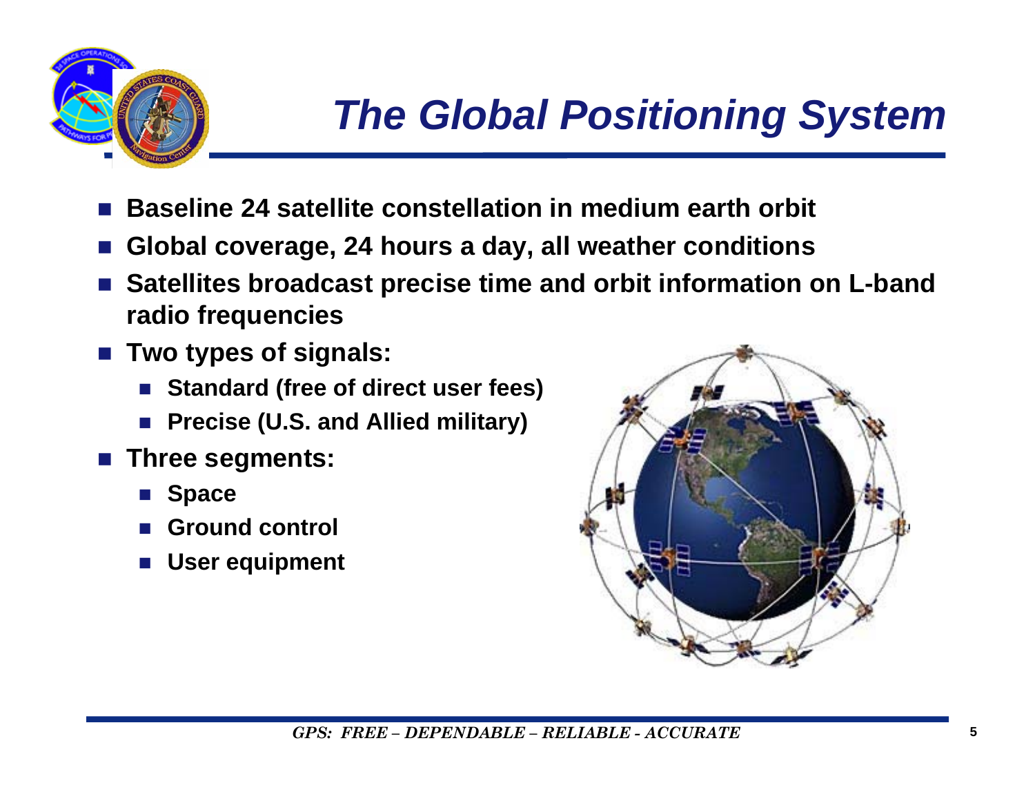# The Global Positioning System

- Baseline 24 satellite constellation in medium earth orbit
- Global coverage, 24 hours a day, all weather conditions
- Satellites broadcast precise time and orbit information on L-band radio frequencies
- Two types of signals:
  - Standard (free of direct user fees)
  - Precise (U.S. and Allied military)
- Three segments:
  - Space
  - Ground control
  - User equipment

*GPS: FREE – DEPENDABLE – RELIABLE - ACCURATE*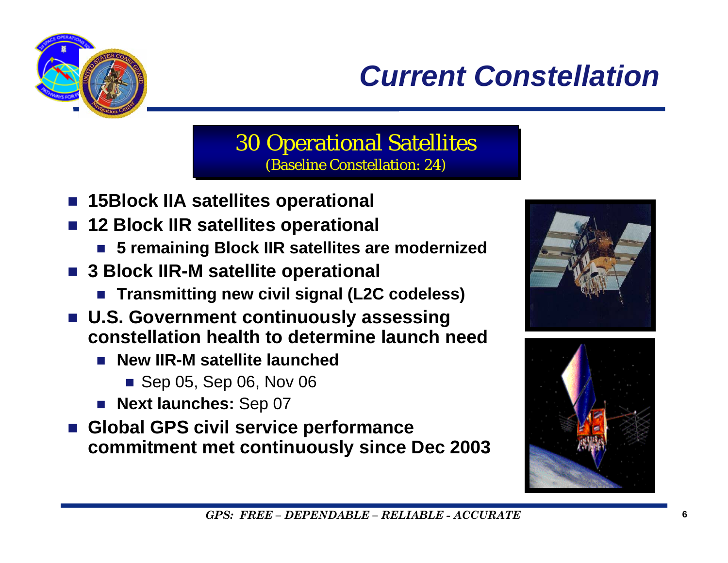# Current Constellation

**30 Operational Satellites**
(Baseline Constellation: 24)

- **15Block IIA satellites operational**
- **12 Block IIR satellites operational**
  - **5 remaining Block IIR satellites are modernized**
- **3 Block IIR-M satellite operational**
  - **Transmitting new civil signal (L2C codeless)**
- **U.S. Government continuously assessing constellation health to determine launch need**
  - **New IIR-M satellite launched**
    - Sep 05, Sep 06, Nov 06
  - **Next launches:** Sep 07
- **Global GPS civil service performance commitment met continuously since Dec 2003**

*GPS: FREE – DEPENDABLE – RELIABLE - ACCURATE*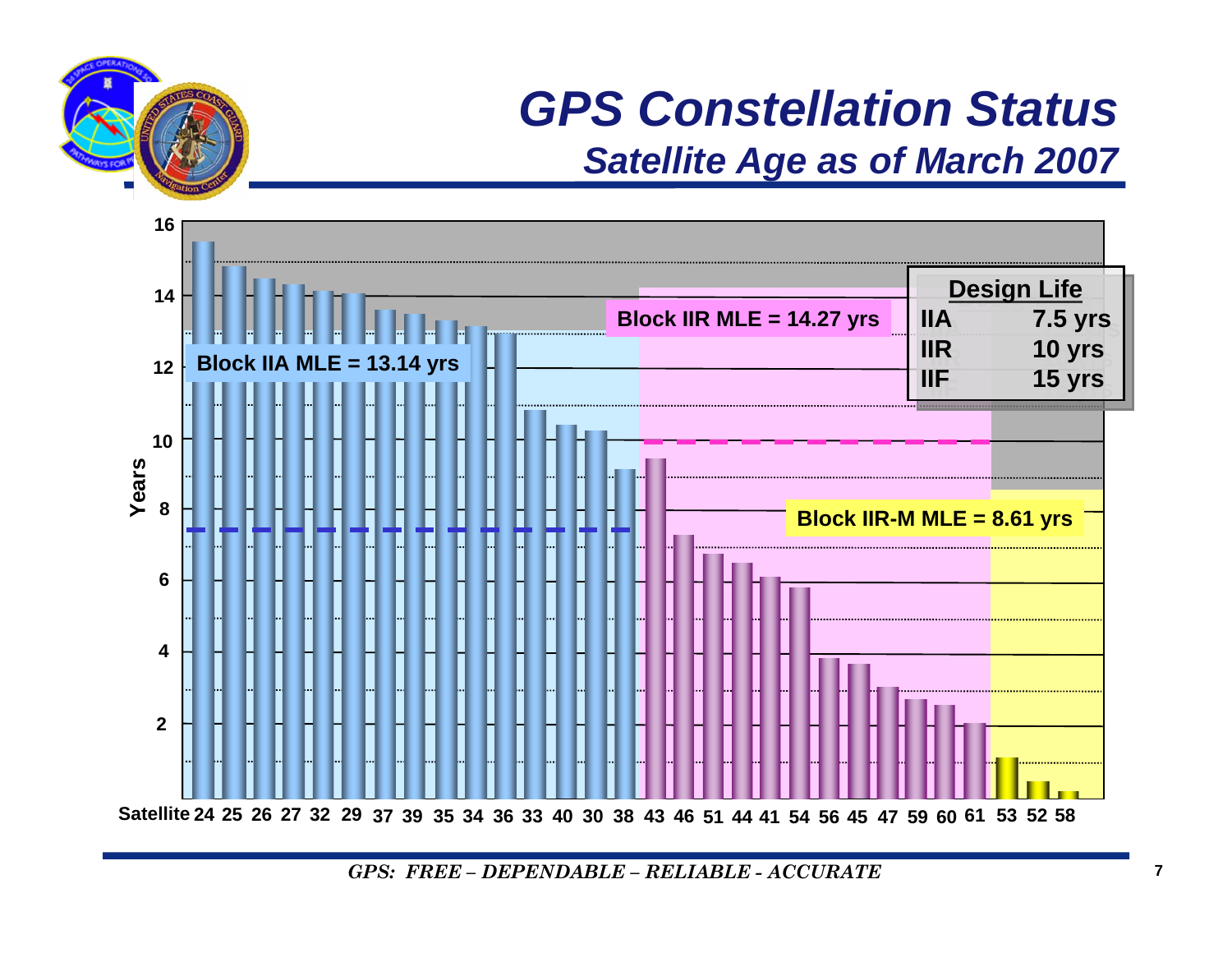# GPS Constellation Status

## Satellite Age as of March 2007

Block IIA MLE = 13.14 yrs

Block IIR MLE = 14.27 yrs

Block IIR-M MLE = 8.61 yrs

| Design Life | |
|---|---|
| IIA | 7.5 yrs |
| IIR | 10 yrs |
| IIF | 15 yrs |

Years

Satellite 24 25 26 27 32 29 37 39 35 34 36 33 40 30 38 43 46 51 44 41 54 56 45 47 59 60 61 53 52 58

*GPS: FREE – DEPENDABLE – RELIABLE - ACCURATE*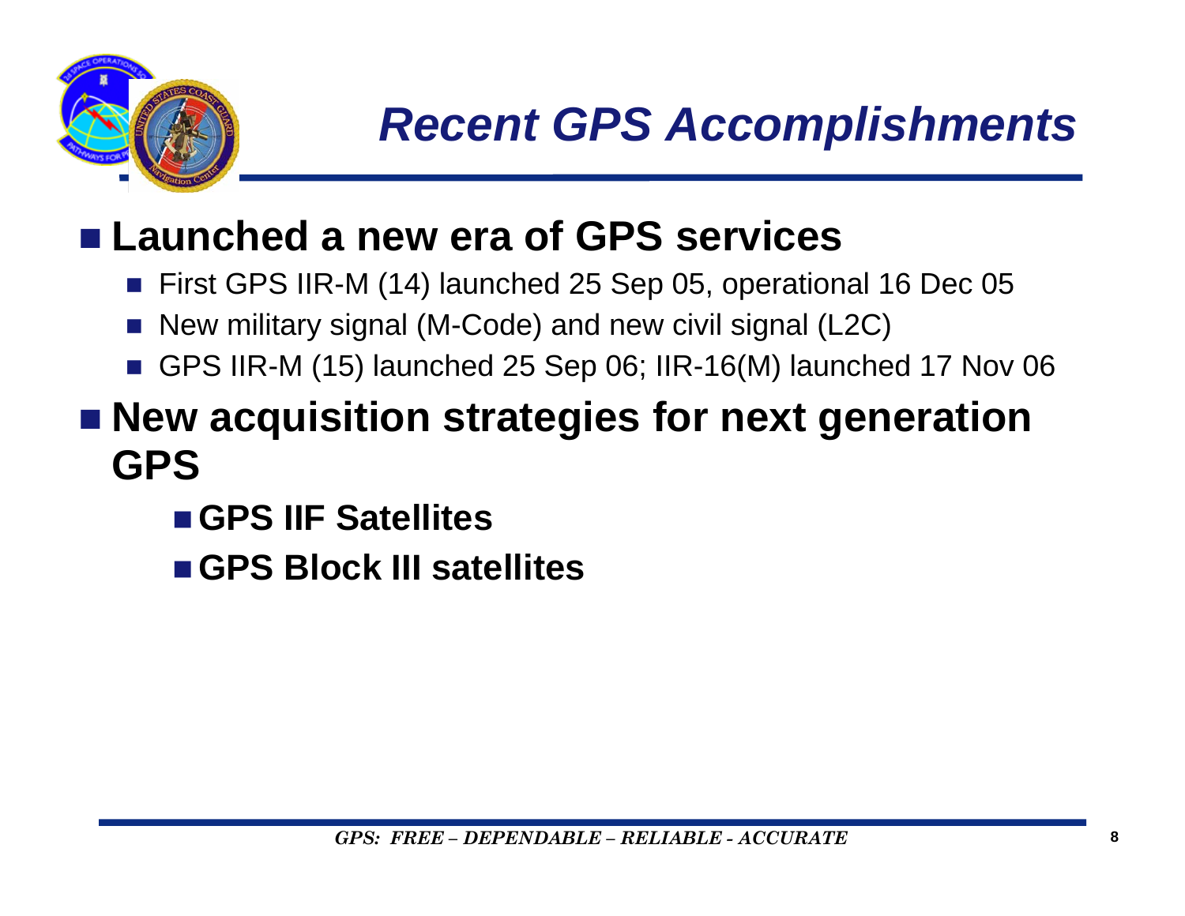# Recent GPS Accomplishments

- **Launched a new era of GPS services**
  - First GPS IIR-M (14) launched 25 Sep 05, operational 16 Dec 05
  - New military signal (M-Code) and new civil signal (L2C)
  - GPS IIR-M (15) launched 25 Sep 06; IIR-16(M) launched 17 Nov 06
- **New acquisition strategies for next generation GPS**
  - **GPS IIF Satellites**
  - **GPS Block III satellites**

*GPS: FREE – DEPENDABLE – RELIABLE - ACCURATE*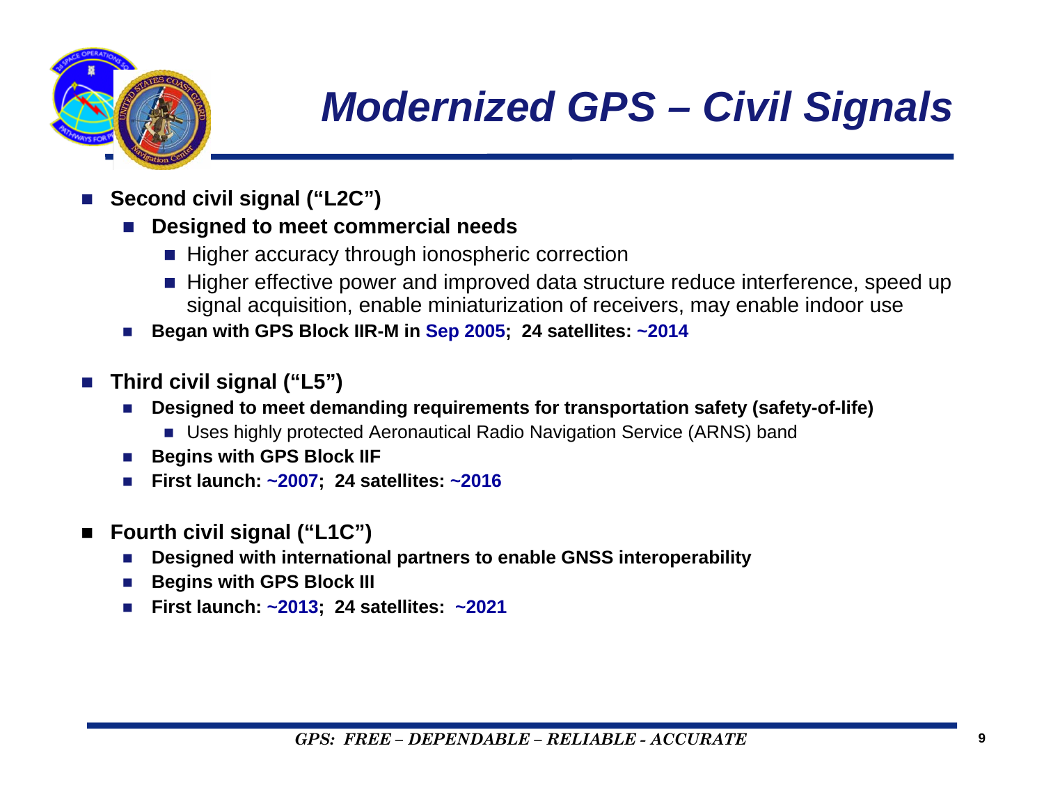# Modernized GPS – Civil Signals

- **Second civil signal ("L2C")**
  - **Designed to meet commercial needs**
    - Higher accuracy through ionospheric correction
    - Higher effective power and improved data structure reduce interference, speed up signal acquisition, enable miniaturization of receivers, may enable indoor use
  - **Began with GPS Block IIR-M in Sep 2005; 24 satellites: ~2014**

- **Third civil signal ("L5")**
  - **Designed to meet demanding requirements for transportation safety (safety-of-life)**
    - Uses highly protected Aeronautical Radio Navigation Service (ARNS) band
  - **Begins with GPS Block IIF**
  - **First launch: ~2007; 24 satellites: ~2016**

- **Fourth civil signal ("L1C")**
  - **Designed with international partners to enable GNSS interoperability**
  - **Begins with GPS Block III**
  - **First launch: ~2013; 24 satellites: ~2021**

*GPS: FREE – DEPENDABLE – RELIABLE - ACCURATE*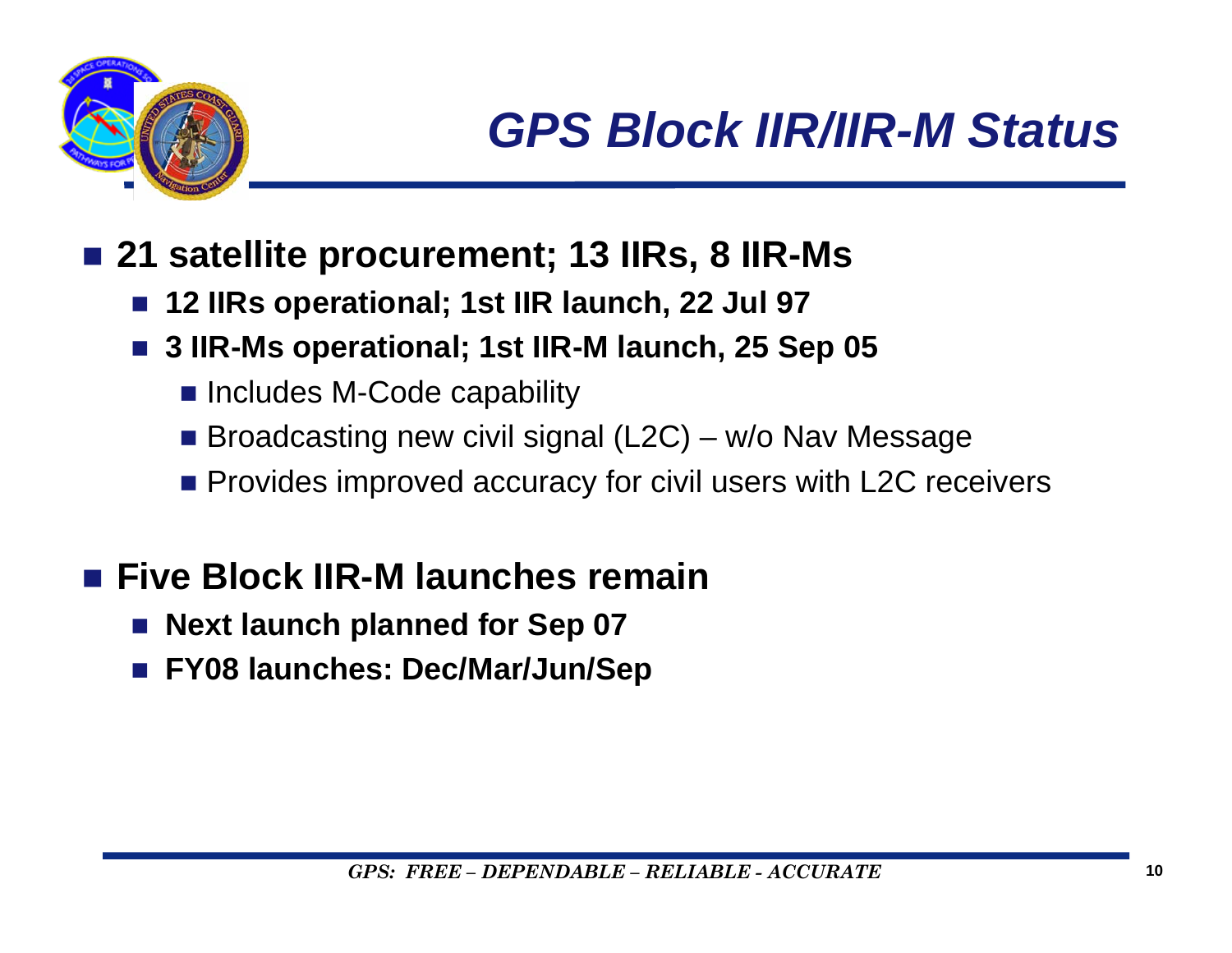# GPS Block IIR/IIR-M Status

- **21 satellite procurement; 13 IIRs, 8 IIR-Ms**
  - **12 IIRs operational; 1st IIR launch, 22 Jul 97**
  - **3 IIR-Ms operational; 1st IIR-M launch, 25 Sep 05**
    - Includes M-Code capability
    - Broadcasting new civil signal (L2C) – w/o Nav Message
    - Provides improved accuracy for civil users with L2C receivers

- **Five Block IIR-M launches remain**
  - **Next launch planned for Sep 07**
  - **FY08 launches: Dec/Mar/Jun/Sep**

*GPS: FREE – DEPENDABLE – RELIABLE - ACCURATE*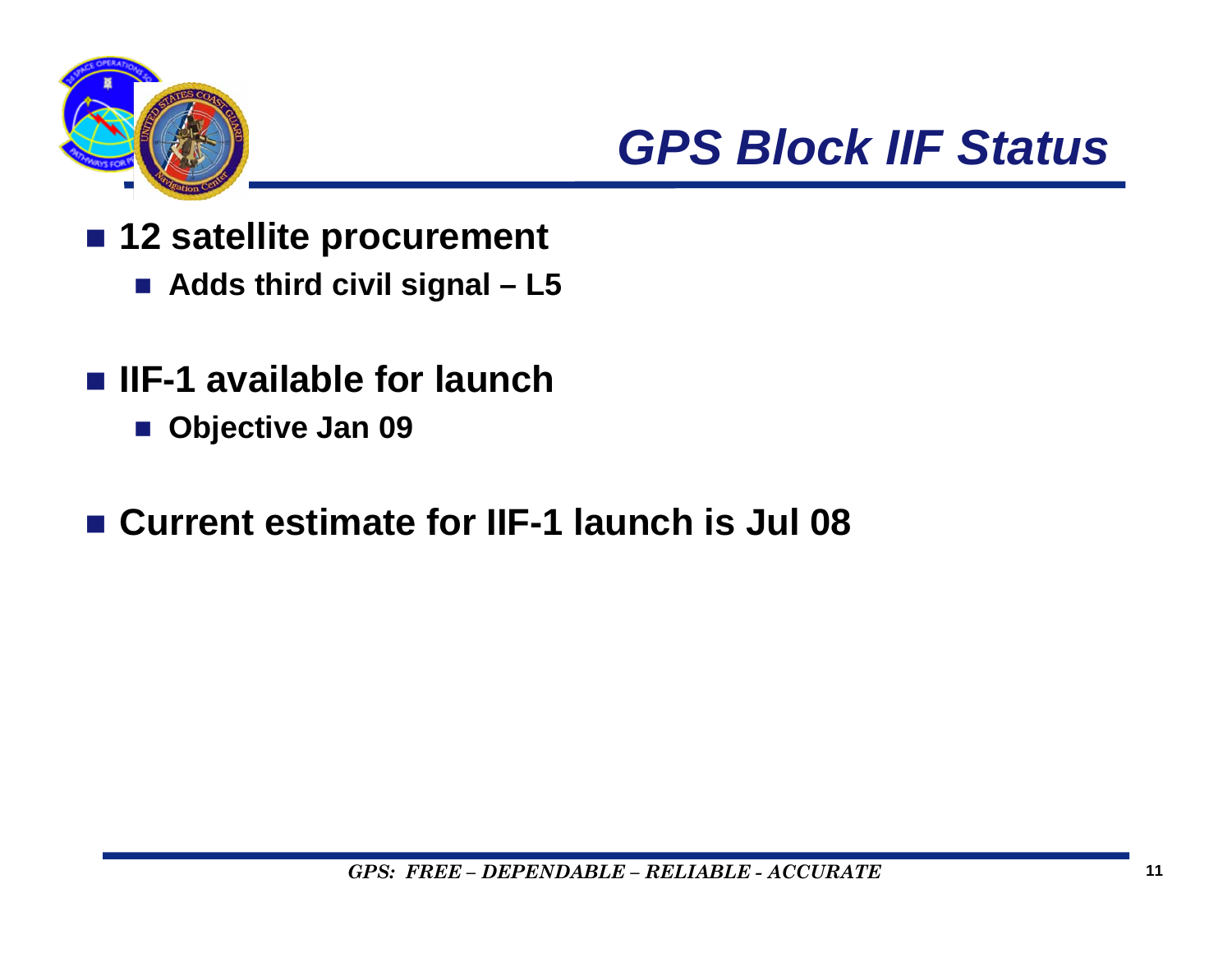# GPS Block IIF Status

- **12 satellite procurement**
  - **Adds third civil signal – L5**
- **IIF-1 available for launch**
  - **Objective Jan 09**
- **Current estimate for IIF-1 launch is Jul 08**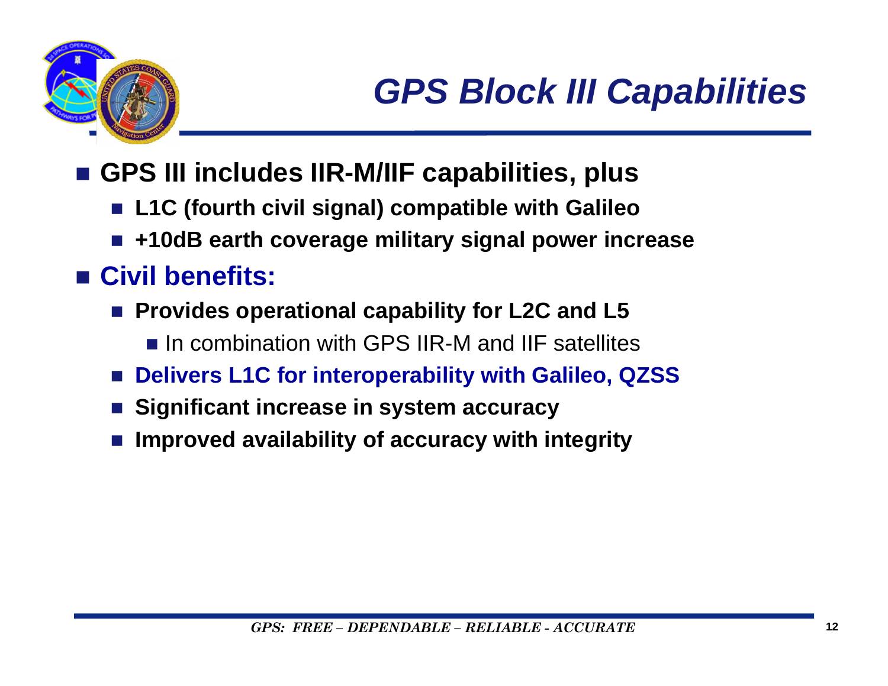# *GPS Block III Capabilities*

- **GPS III includes IIR-M/IIF capabilities, plus**
  - **L1C (fourth civil signal) compatible with Galileo**
  - **+10dB earth coverage military signal power increase**
- **Civil benefits:**
  - **Provides operational capability for L2C and L5**
    - In combination with GPS IIR-M and IIF satellites
  - **Delivers L1C for interoperability with Galileo, QZSS**
  - **Significant increase in system accuracy**
  - **Improved availability of accuracy with integrity**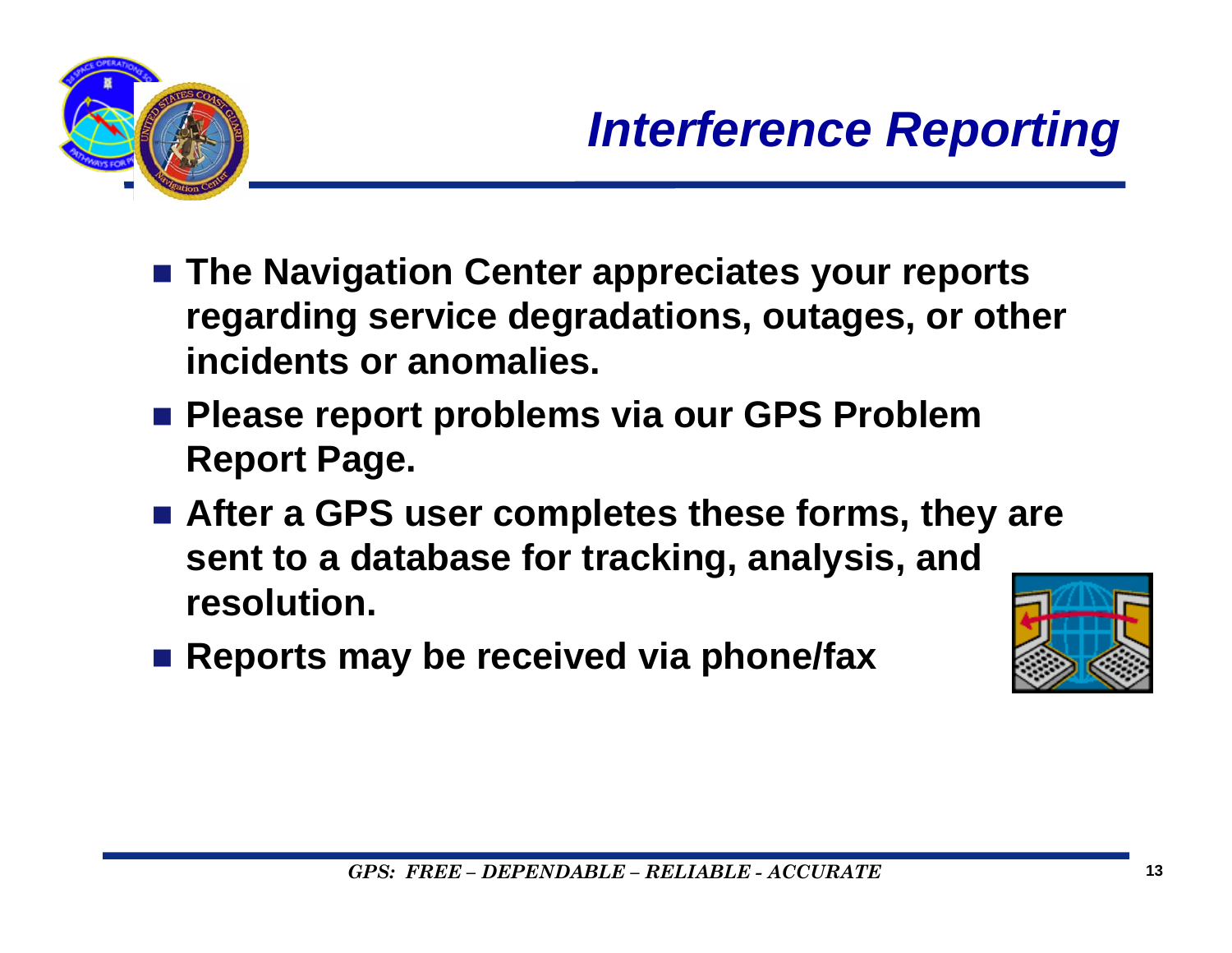# Interference Reporting

- The Navigation Center appreciates your reports regarding service degradations, outages, or other incidents or anomalies.
- Please report problems via our GPS Problem Report Page.
- After a GPS user completes these forms, they are sent to a database for tracking, analysis, and resolution.
- Reports may be received via phone/fax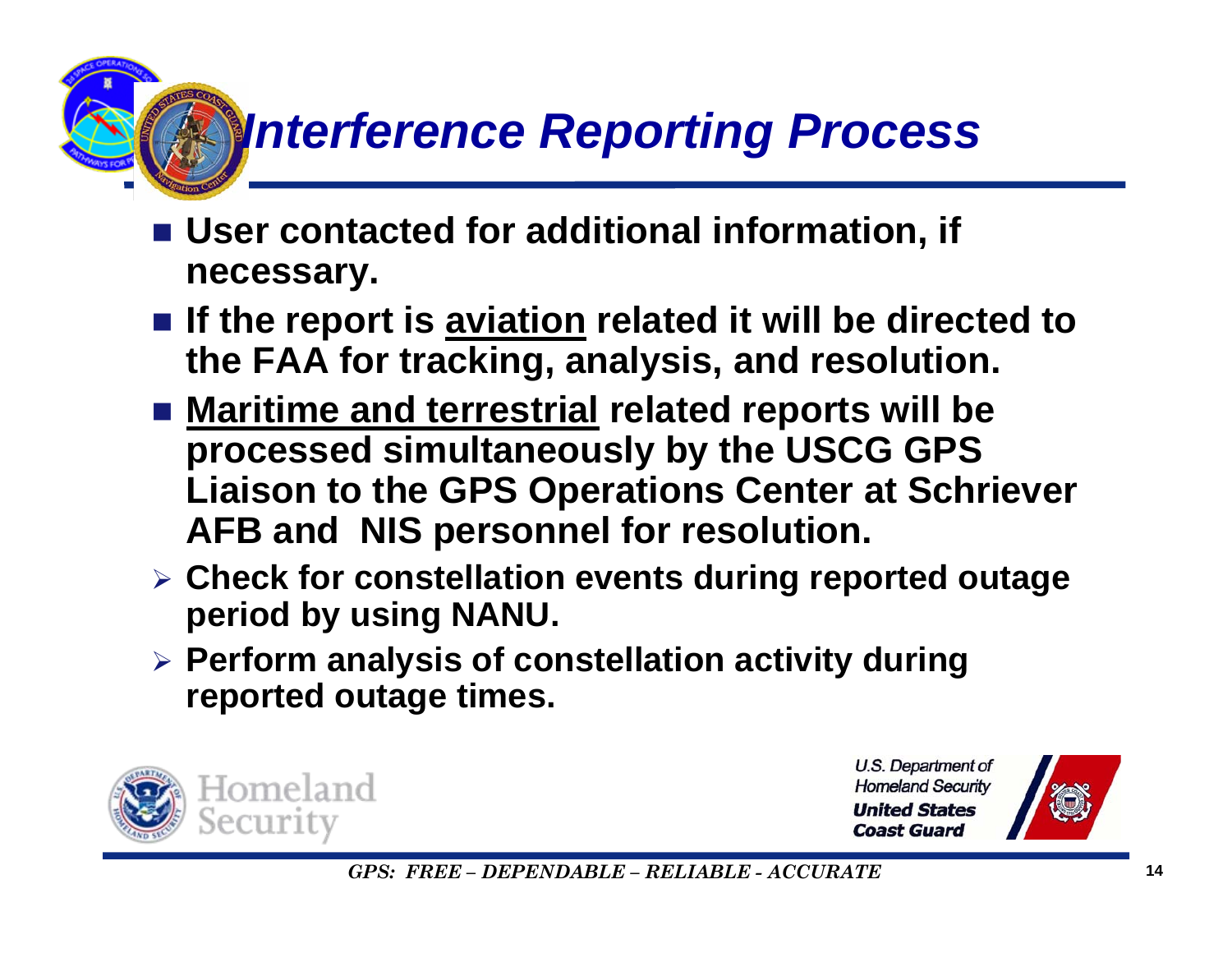# Interference Reporting Process

- User contacted for additional information, if necessary.
- If the report is <u>aviation</u> related it will be directed to the FAA for tracking, analysis, and resolution.
- <u>Maritime and terrestrial</u> related reports will be processed simultaneously by the USCG GPS Liaison to the GPS Operations Center at Schriever AFB and NIS personnel for resolution.
  - Check for constellation events during reported outage period by using NANU.
  - Perform analysis of constellation activity during reported outage times.

Homeland Security

U.S. Department of Homeland Security
United States Coast Guard

*GPS: FREE – DEPENDABLE – RELIABLE - ACCURATE*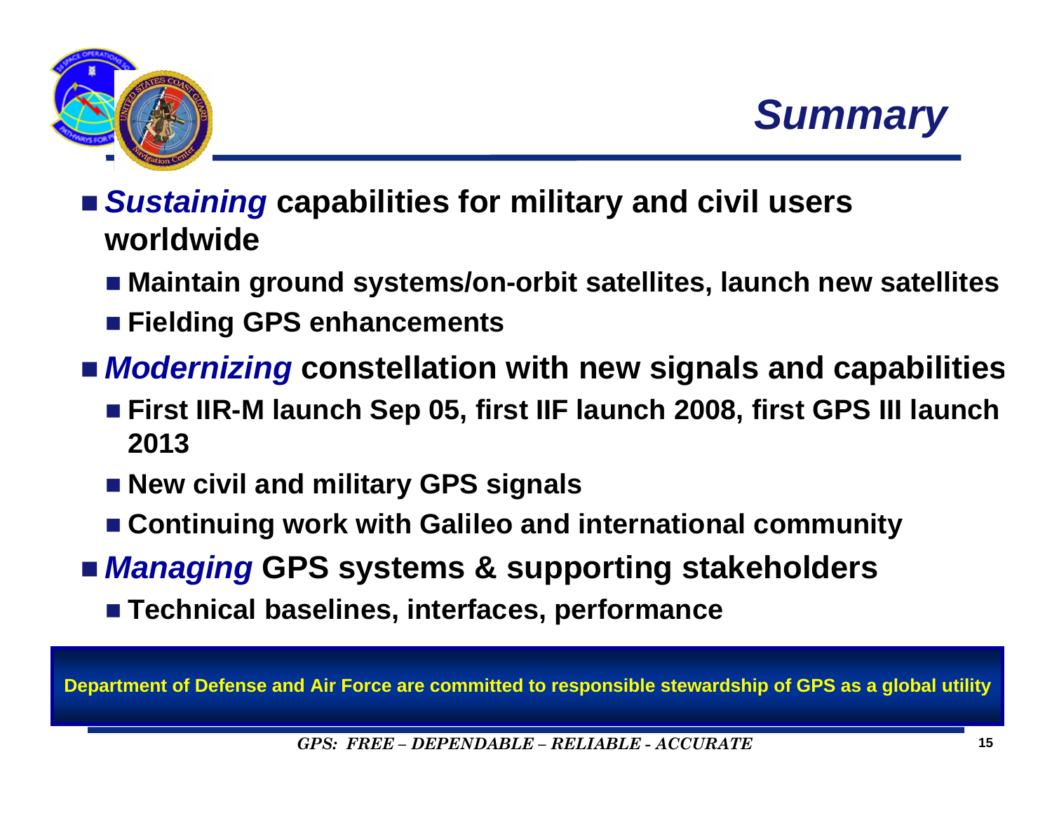# *Summary*

- ***Sustaining*** **capabilities for military and civil users worldwide**
  - **Maintain ground systems/on-orbit satellites, launch new satellites**
  - **Fielding GPS enhancements**
- ***Modernizing*** **constellation with new signals and capabilities**
  - **First IIR-M launch Sep 05, first IIF launch 2008, first GPS III launch 2013**
  - **New civil and military GPS signals**
  - **Continuing work with Galileo and international community**
- ***Managing*** **GPS systems & supporting stakeholders**
  - **Technical baselines, interfaces, performance**

**Department of Defense and Air Force are committed to responsible stewardship of GPS as a global utility**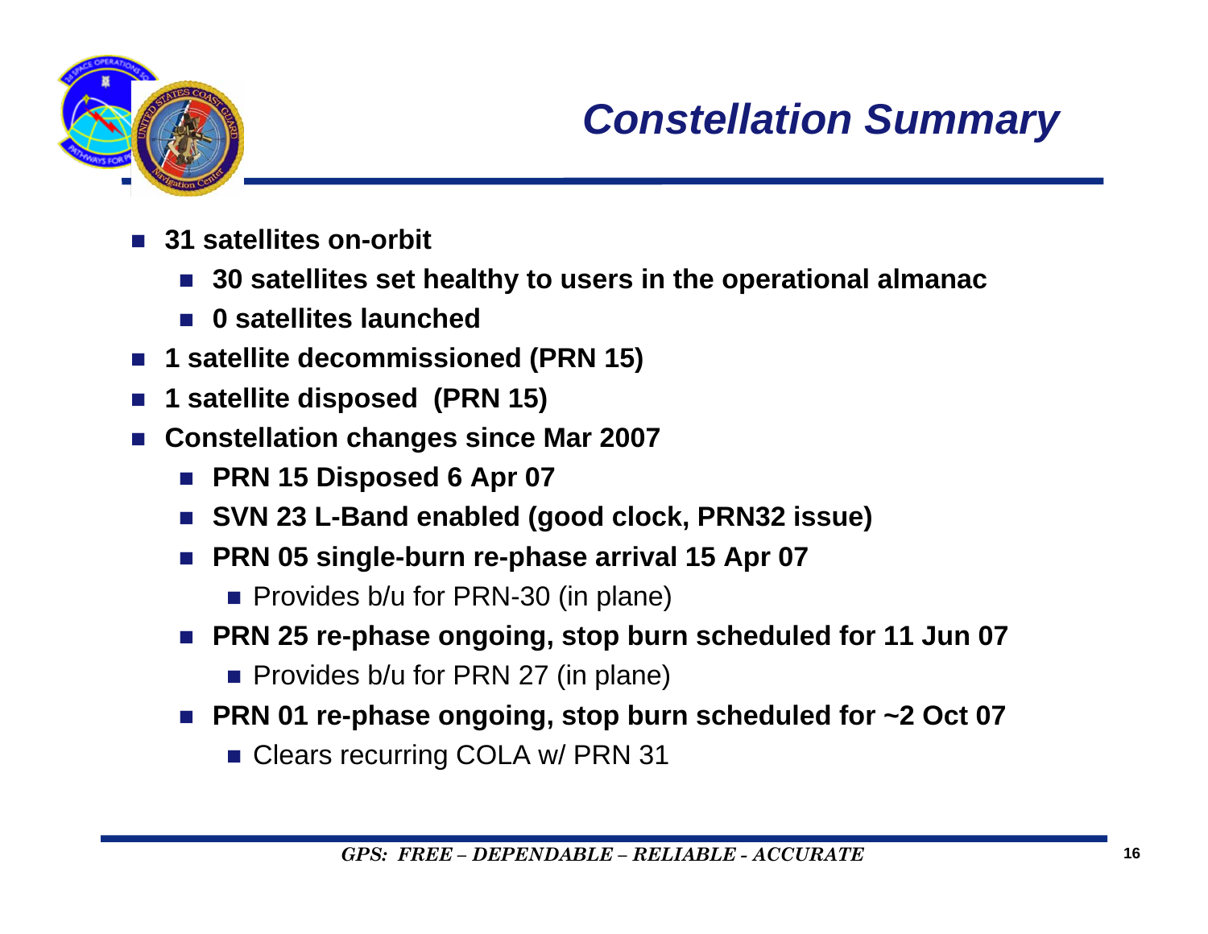# Constellation Summary

- **31 satellites on-orbit**
  - **30 satellites set healthy to users in the operational almanac**
  - **0 satellites launched**
- **1 satellite decommissioned (PRN 15)**
- **1 satellite disposed (PRN 15)**
- **Constellation changes since Mar 2007**
  - **PRN 15 Disposed 6 Apr 07**
  - **SVN 23 L-Band enabled (good clock, PRN32 issue)**
  - **PRN 05 single-burn re-phase arrival 15 Apr 07**
    - Provides b/u for PRN-30 (in plane)
  - **PRN 25 re-phase ongoing, stop burn scheduled for 11 Jun 07**
    - Provides b/u for PRN 27 (in plane)
  - **PRN 01 re-phase ongoing, stop burn scheduled for ~2 Oct 07**
    - Clears recurring COLA w/ PRN 31

*GPS: FREE – DEPENDABLE – RELIABLE - ACCURATE*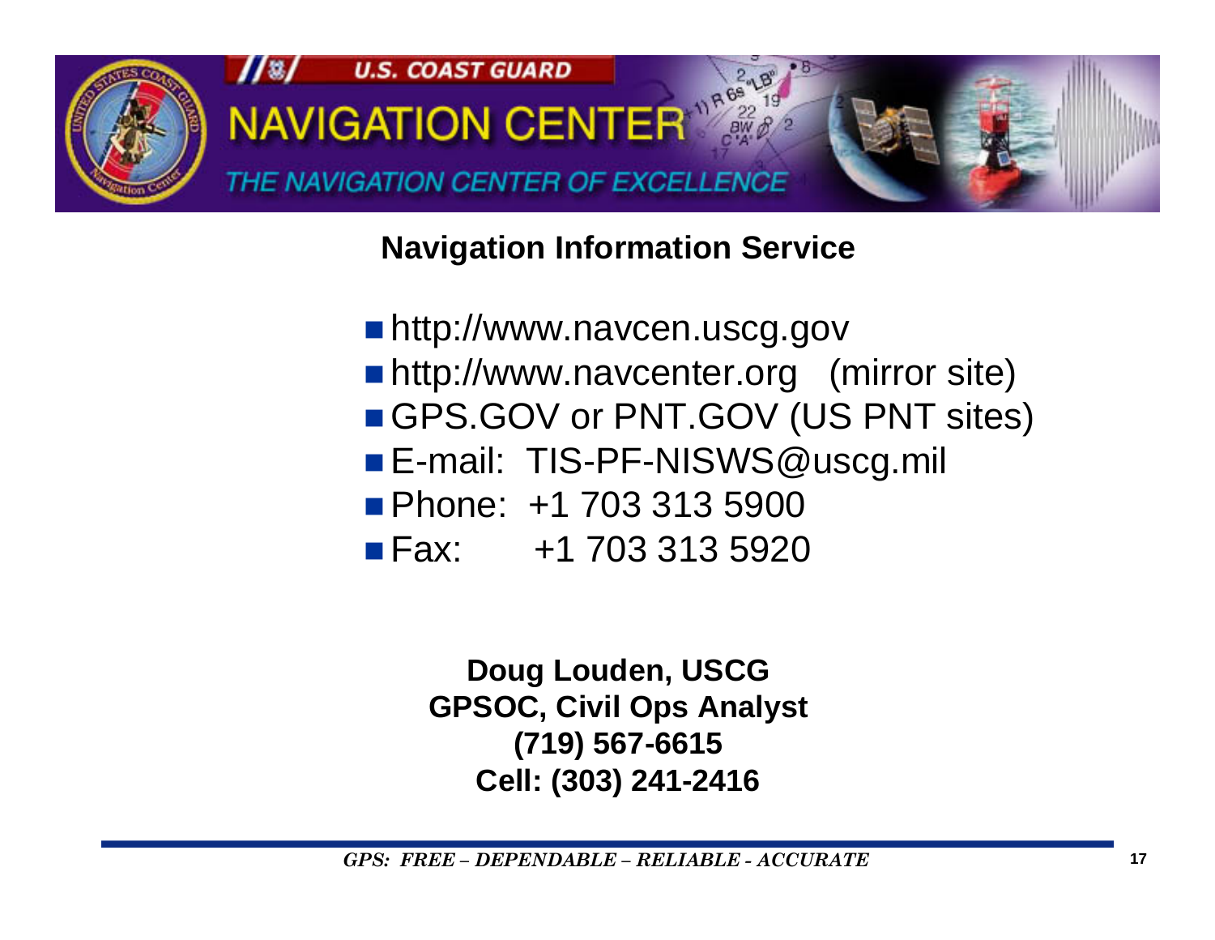U.S. COAST GUARD

# NAVIGATION CENTER

*THE NAVIGATION CENTER OF EXCELLENCE*

## Navigation Information Service

- http://www.navcen.uscg.gov
- http://www.navcenter.org (mirror site)
- GPS.GOV or PNT.GOV (US PNT sites)
- E-mail: TIS-PF-NISWS@uscg.mil
- Phone: +1 703 313 5900
- Fax: +1 703 313 5920

**Doug Louden, USCG**
**GPSOC, Civil Ops Analyst**
**(719) 567-6615**
**Cell: (303) 241-2416**

*GPS: FREE – DEPENDABLE – RELIABLE - ACCURATE*